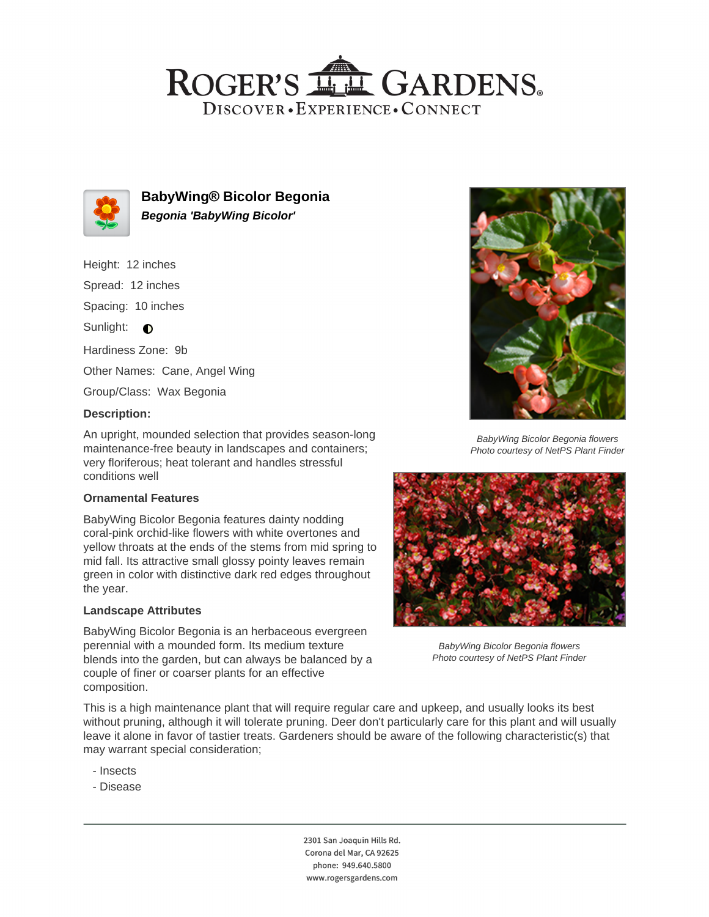# ROGER'S GARDENS

DISCOVER • EXPERIENCE • CONNECT

## BabyWing® Bicolor Begonia

***Begonia 'BabyWing Bicolor'***

Height: 12 inches

Spread: 12 inches

Spacing: 10 inches

Sunlight: ◐

Hardiness Zone: 9b

Other Names: Cane, Angel Wing

Group/Class: Wax Begonia

### Description:

An upright, mounded selection that provides season-long maintenance-free beauty in landscapes and containers; very floriferous; heat tolerant and handles stressful conditions well

### Ornamental Features

BabyWing Bicolor Begonia features dainty nodding coral-pink orchid-like flowers with white overtones and yellow throats at the ends of the stems from mid spring to mid fall. Its attractive small glossy pointy leaves remain green in color with distinctive dark red edges throughout the year.

### Landscape Attributes

BabyWing Bicolor Begonia is an herbaceous evergreen perennial with a mounded form. Its medium texture blends into the garden, but can always be balanced by a couple of finer or coarser plants for an effective composition.

This is a high maintenance plant that will require regular care and upkeep, and usually looks its best without pruning, although it will tolerate pruning. Deer don't particularly care for this plant and will usually leave it alone in favor of tastier treats. Gardeners should be aware of the following characteristic(s) that may warrant special consideration;

- Insects
- Disease

*BabyWing Bicolor Begonia flowers*
*Photo courtesy of NetPS Plant Finder*

*BabyWing Bicolor Begonia flowers*
*Photo courtesy of NetPS Plant Finder*

2301 San Joaquin Hills Rd.
Corona del Mar, CA 92625
phone: 949.640.5800
www.rogersgardens.com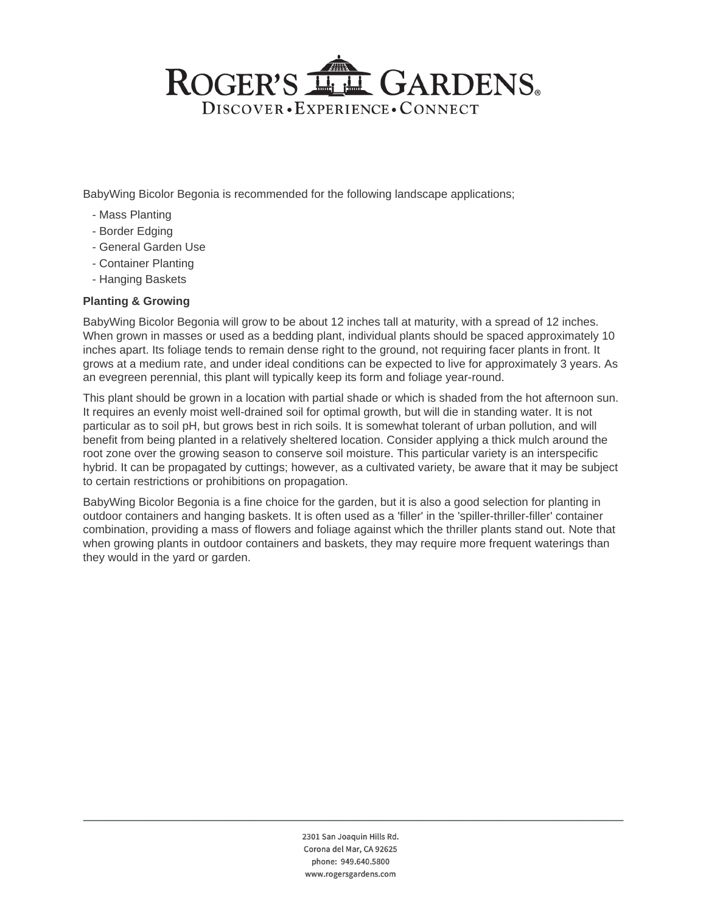BabyWing Bicolor Begonia is recommended for the following landscape applications;

- Mass Planting
- Border Edging
- General Garden Use
- Container Planting
- Hanging Baskets

**Planting & Growing**

BabyWing Bicolor Begonia will grow to be about 12 inches tall at maturity, with a spread of 12 inches. When grown in masses or used as a bedding plant, individual plants should be spaced approximately 10 inches apart. Its foliage tends to remain dense right to the ground, not requiring facer plants in front. It grows at a medium rate, and under ideal conditions can be expected to live for approximately 3 years. As an evegreen perennial, this plant will typically keep its form and foliage year-round.

This plant should be grown in a location with partial shade or which is shaded from the hot afternoon sun. It requires an evenly moist well-drained soil for optimal growth, but will die in standing water. It is not particular as to soil pH, but grows best in rich soils. It is somewhat tolerant of urban pollution, and will benefit from being planted in a relatively sheltered location. Consider applying a thick mulch around the root zone over the growing season to conserve soil moisture. This particular variety is an interspecific hybrid. It can be propagated by cuttings; however, as a cultivated variety, be aware that it may be subject to certain restrictions or prohibitions on propagation.

BabyWing Bicolor Begonia is a fine choice for the garden, but it is also a good selection for planting in outdoor containers and hanging baskets. It is often used as a 'filler' in the 'spiller-thriller-filler' container combination, providing a mass of flowers and foliage against which the thriller plants stand out. Note that when growing plants in outdoor containers and baskets, they may require more frequent waterings than they would in the yard or garden.